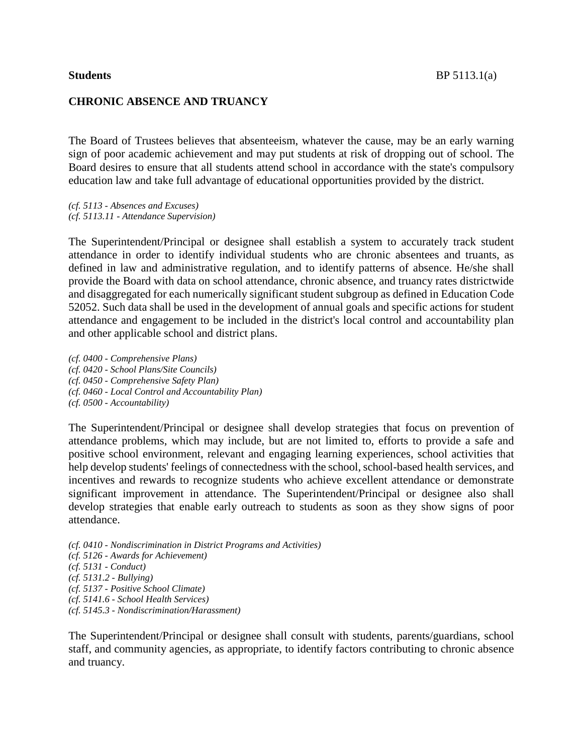**Students**

# CHRONIC ABSENCE AND TRUANCY

The Board of Trustees believes that absenteeism, whatever the cause, may be an early warning sign of poor academic achievement and may put students at risk of dropping out of school. The Board desires to ensure that all students attend school in accordance with the state's compulsory education law and take full advantage of educational opportunities provided by the district.

*(cf. 5113 - Absences and Excuses)*
*(cf. 5113.11 - Attendance Supervision)*

The Superintendent/Principal or designee shall establish a system to accurately track student attendance in order to identify individual students who are chronic absentees and truants, as defined in law and administrative regulation, and to identify patterns of absence. He/she shall provide the Board with data on school attendance, chronic absence, and truancy rates districtwide and disaggregated for each numerically significant student subgroup as defined in Education Code 52052. Such data shall be used in the development of annual goals and specific actions for student attendance and engagement to be included in the district's local control and accountability plan and other applicable school and district plans.

*(cf. 0400 - Comprehensive Plans)*
*(cf. 0420 - School Plans/Site Councils)*
*(cf. 0450 - Comprehensive Safety Plan)*
*(cf. 0460 - Local Control and Accountability Plan)*
*(cf. 0500 - Accountability)*

The Superintendent/Principal or designee shall develop strategies that focus on prevention of attendance problems, which may include, but are not limited to, efforts to provide a safe and positive school environment, relevant and engaging learning experiences, school activities that help develop students' feelings of connectedness with the school, school-based health services, and incentives and rewards to recognize students who achieve excellent attendance or demonstrate significant improvement in attendance. The Superintendent/Principal or designee also shall develop strategies that enable early outreach to students as soon as they show signs of poor attendance.

*(cf. 0410 - Nondiscrimination in District Programs and Activities)*
*(cf. 5126 - Awards for Achievement)*
*(cf. 5131 - Conduct)*
*(cf. 5131.2 - Bullying)*
*(cf. 5137 - Positive School Climate)*
*(cf. 5141.6 - School Health Services)*
*(cf. 5145.3 - Nondiscrimination/Harassment)*

The Superintendent/Principal or designee shall consult with students, parents/guardians, school staff, and community agencies, as appropriate, to identify factors contributing to chronic absence and truancy.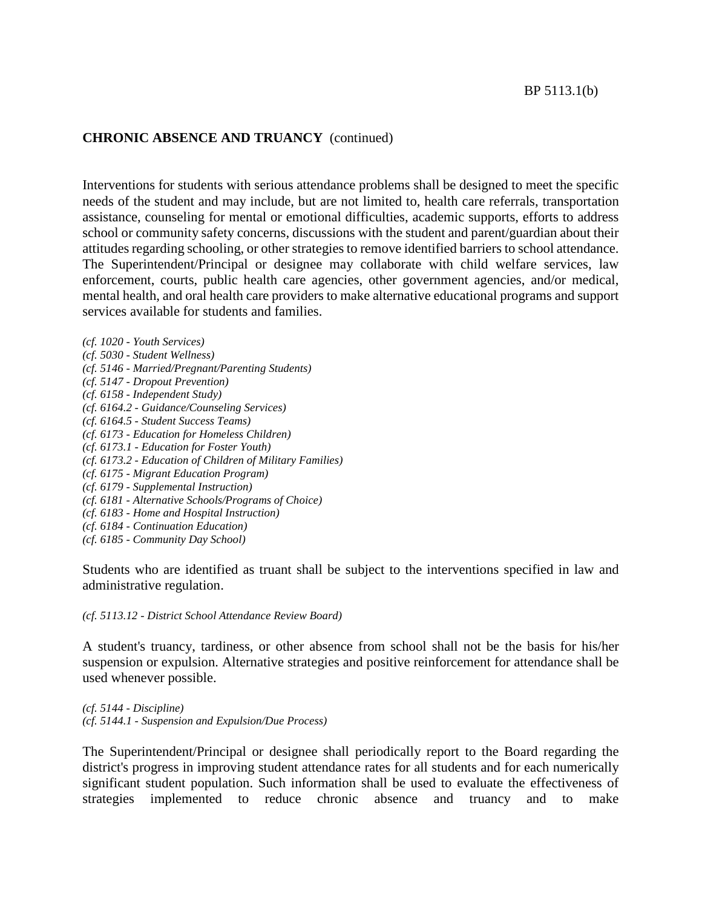**CHRONIC ABSENCE AND TRUANCY** (continued)

Interventions for students with serious attendance problems shall be designed to meet the specific needs of the student and may include, but are not limited to, health care referrals, transportation assistance, counseling for mental or emotional difficulties, academic supports, efforts to address school or community safety concerns, discussions with the student and parent/guardian about their attitudes regarding schooling, or other strategies to remove identified barriers to school attendance. The Superintendent/Principal or designee may collaborate with child welfare services, law enforcement, courts, public health care agencies, other government agencies, and/or medical, mental health, and oral health care providers to make alternative educational programs and support services available for students and families.

*(cf. 1020 - Youth Services)*
*(cf. 5030 - Student Wellness)*
*(cf. 5146 - Married/Pregnant/Parenting Students)*
*(cf. 5147 - Dropout Prevention)*
*(cf. 6158 - Independent Study)*
*(cf. 6164.2 - Guidance/Counseling Services)*
*(cf. 6164.5 - Student Success Teams)*
*(cf. 6173 - Education for Homeless Children)*
*(cf. 6173.1 - Education for Foster Youth)*
*(cf. 6173.2 - Education of Children of Military Families)*
*(cf. 6175 - Migrant Education Program)*
*(cf. 6179 - Supplemental Instruction)*
*(cf. 6181 - Alternative Schools/Programs of Choice)*
*(cf. 6183 - Home and Hospital Instruction)*
*(cf. 6184 - Continuation Education)*
*(cf. 6185 - Community Day School)*

Students who are identified as truant shall be subject to the interventions specified in law and administrative regulation.

*(cf. 5113.12 - District School Attendance Review Board)*

A student's truancy, tardiness, or other absence from school shall not be the basis for his/her suspension or expulsion. Alternative strategies and positive reinforcement for attendance shall be used whenever possible.

*(cf. 5144 - Discipline)*
*(cf. 5144.1 - Suspension and Expulsion/Due Process)*

The Superintendent/Principal or designee shall periodically report to the Board regarding the district's progress in improving student attendance rates for all students and for each numerically significant student population. Such information shall be used to evaluate the effectiveness of strategies implemented to reduce chronic absence and truancy and to make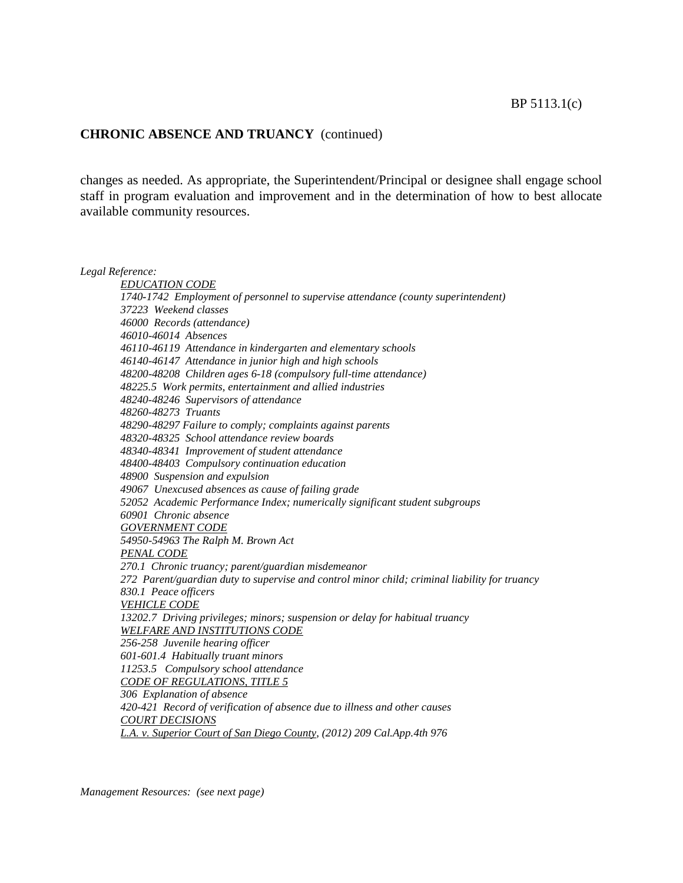## CHRONIC ABSENCE AND TRUANCY (continued)

changes as needed. As appropriate, the Superintendent/Principal or designee shall engage school staff in program evaluation and improvement and in the determination of how to best allocate available community resources.

*Legal Reference:*

*EDUCATION CODE*
*1740-1742 Employment of personnel to supervise attendance (county superintendent)*
*37223 Weekend classes*
*46000 Records (attendance)*
*46010-46014 Absences*
*46110-46119 Attendance in kindergarten and elementary schools*
*46140-46147 Attendance in junior high and high schools*
*48200-48208 Children ages 6-18 (compulsory full-time attendance)*
*48225.5 Work permits, entertainment and allied industries*
*48240-48246 Supervisors of attendance*
*48260-48273 Truants*
*48290-48297 Failure to comply; complaints against parents*
*48320-48325 School attendance review boards*
*48340-48341 Improvement of student attendance*
*48400-48403 Compulsory continuation education*
*48900 Suspension and expulsion*
*49067 Unexcused absences as cause of failing grade*
*52052 Academic Performance Index; numerically significant student subgroups*
*60901 Chronic absence*
*GOVERNMENT CODE*
*54950-54963 The Ralph M. Brown Act*
*PENAL CODE*
*270.1 Chronic truancy; parent/guardian misdemeanor*
*272 Parent/guardian duty to supervise and control minor child; criminal liability for truancy*
*830.1 Peace officers*
*VEHICLE CODE*
*13202.7 Driving privileges; minors; suspension or delay for habitual truancy*
*WELFARE AND INSTITUTIONS CODE*
*256-258 Juvenile hearing officer*
*601-601.4 Habitually truant minors*
*11253.5 Compulsory school attendance*
*CODE OF REGULATIONS, TITLE 5*
*306 Explanation of absence*
*420-421 Record of verification of absence due to illness and other causes*
*COURT DECISIONS*
*L.A. v. Superior Court of San Diego County, (2012) 209 Cal.App.4th 976*

*Management Resources: (see next page)*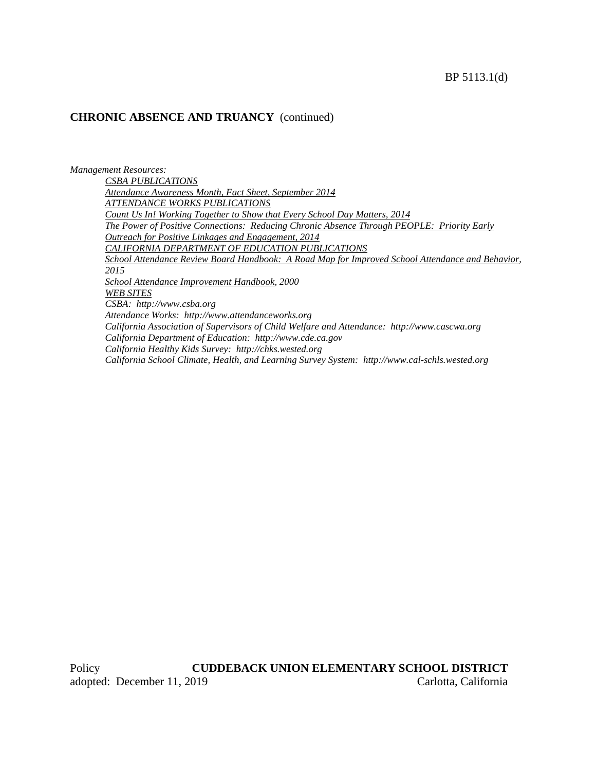## CHRONIC ABSENCE AND TRUANCY (continued)

*Management Resources:*

*CSBA PUBLICATIONS*

*Attendance Awareness Month, Fact Sheet, September 2014*

*ATTENDANCE WORKS PUBLICATIONS*

*Count Us In! Working Together to Show that Every School Day Matters, 2014*

*The Power of Positive Connections: Reducing Chronic Absence Through PEOPLE: Priority Early Outreach for Positive Linkages and Engagement, 2014*

*CALIFORNIA DEPARTMENT OF EDUCATION PUBLICATIONS*

*School Attendance Review Board Handbook: A Road Map for Improved School Attendance and Behavior, 2015*

*School Attendance Improvement Handbook, 2000*

*WEB SITES*

*CSBA: http://www.csba.org*

*Attendance Works: http://www.attendanceworks.org*

*California Association of Supervisors of Child Welfare and Attendance: http://www.cascwa.org*

*California Department of Education: http://www.cde.ca.gov*

*California Healthy Kids Survey: http://chks.wested.org*

*California School Climate, Health, and Learning Survey System: http://www.cal-schls.wested.org*

Policy **CUDDEBACK UNION ELEMENTARY SCHOOL DISTRICT**
adopted: December 11, 2019 Carlotta, California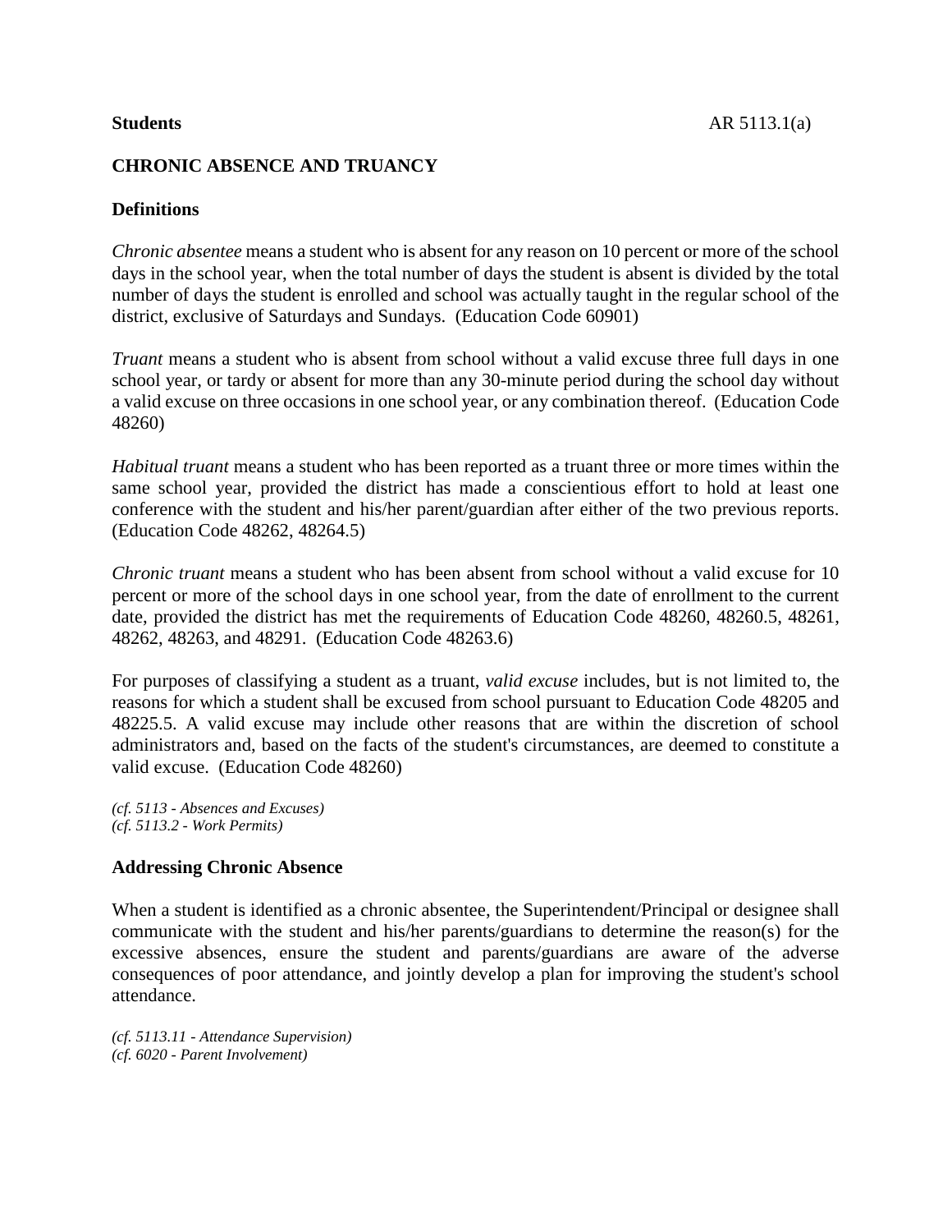**Students**

## CHRONIC ABSENCE AND TRUANCY

### Definitions

*Chronic absentee* means a student who is absent for any reason on 10 percent or more of the school days in the school year, when the total number of days the student is absent is divided by the total number of days the student is enrolled and school was actually taught in the regular school of the district, exclusive of Saturdays and Sundays. (Education Code 60901)

*Truant* means a student who is absent from school without a valid excuse three full days in one school year, or tardy or absent for more than any 30-minute period during the school day without a valid excuse on three occasions in one school year, or any combination thereof. (Education Code 48260)

*Habitual truant* means a student who has been reported as a truant three or more times within the same school year, provided the district has made a conscientious effort to hold at least one conference with the student and his/her parent/guardian after either of the two previous reports. (Education Code 48262, 48264.5)

*Chronic truant* means a student who has been absent from school without a valid excuse for 10 percent or more of the school days in one school year, from the date of enrollment to the current date, provided the district has met the requirements of Education Code 48260, 48260.5, 48261, 48262, 48263, and 48291. (Education Code 48263.6)

For purposes of classifying a student as a truant, *valid excuse* includes, but is not limited to, the reasons for which a student shall be excused from school pursuant to Education Code 48205 and 48225.5. A valid excuse may include other reasons that are within the discretion of school administrators and, based on the facts of the student's circumstances, are deemed to constitute a valid excuse. (Education Code 48260)

*(cf. 5113 - Absences and Excuses)*
*(cf. 5113.2 - Work Permits)*

### Addressing Chronic Absence

When a student is identified as a chronic absentee, the Superintendent/Principal or designee shall communicate with the student and his/her parents/guardians to determine the reason(s) for the excessive absences, ensure the student and parents/guardians are aware of the adverse consequences of poor attendance, and jointly develop a plan for improving the student's school attendance.

*(cf. 5113.11 - Attendance Supervision)*
*(cf. 6020 - Parent Involvement)*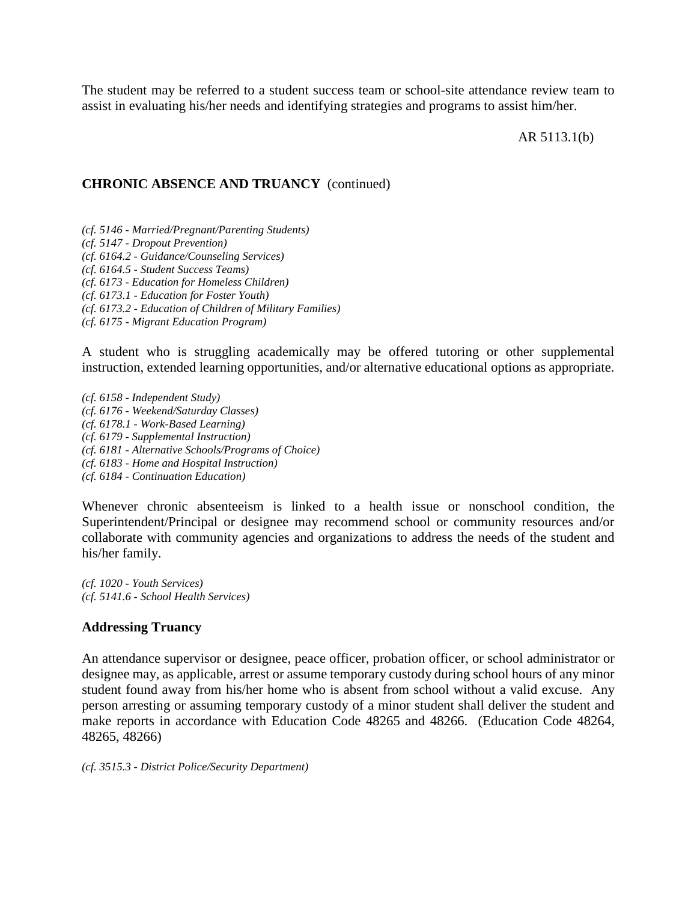The student may be referred to a student success team or school-site attendance review team to assist in evaluating his/her needs and identifying strategies and programs to assist him/her.

**CHRONIC ABSENCE AND TRUANCY** (continued)

*(cf. 5146 - Married/Pregnant/Parenting Students)*
*(cf. 5147 - Dropout Prevention)*
*(cf. 6164.2 - Guidance/Counseling Services)*
*(cf. 6164.5 - Student Success Teams)*
*(cf. 6173 - Education for Homeless Children)*
*(cf. 6173.1 - Education for Foster Youth)*
*(cf. 6173.2 - Education of Children of Military Families)*
*(cf. 6175 - Migrant Education Program)*

A student who is struggling academically may be offered tutoring or other supplemental instruction, extended learning opportunities, and/or alternative educational options as appropriate.

*(cf. 6158 - Independent Study)*
*(cf. 6176 - Weekend/Saturday Classes)*
*(cf. 6178.1 - Work-Based Learning)*
*(cf. 6179 - Supplemental Instruction)*
*(cf. 6181 - Alternative Schools/Programs of Choice)*
*(cf. 6183 - Home and Hospital Instruction)*
*(cf. 6184 - Continuation Education)*

Whenever chronic absenteeism is linked to a health issue or nonschool condition, the Superintendent/Principal or designee may recommend school or community resources and/or collaborate with community agencies and organizations to address the needs of the student and his/her family.

*(cf. 1020 - Youth Services)*
*(cf. 5141.6 - School Health Services)*

### Addressing Truancy

An attendance supervisor or designee, peace officer, probation officer, or school administrator or designee may, as applicable, arrest or assume temporary custody during school hours of any minor student found away from his/her home who is absent from school without a valid excuse. Any person arresting or assuming temporary custody of a minor student shall deliver the student and make reports in accordance with Education Code 48265 and 48266. (Education Code 48264, 48265, 48266)

*(cf. 3515.3 - District Police/Security Department)*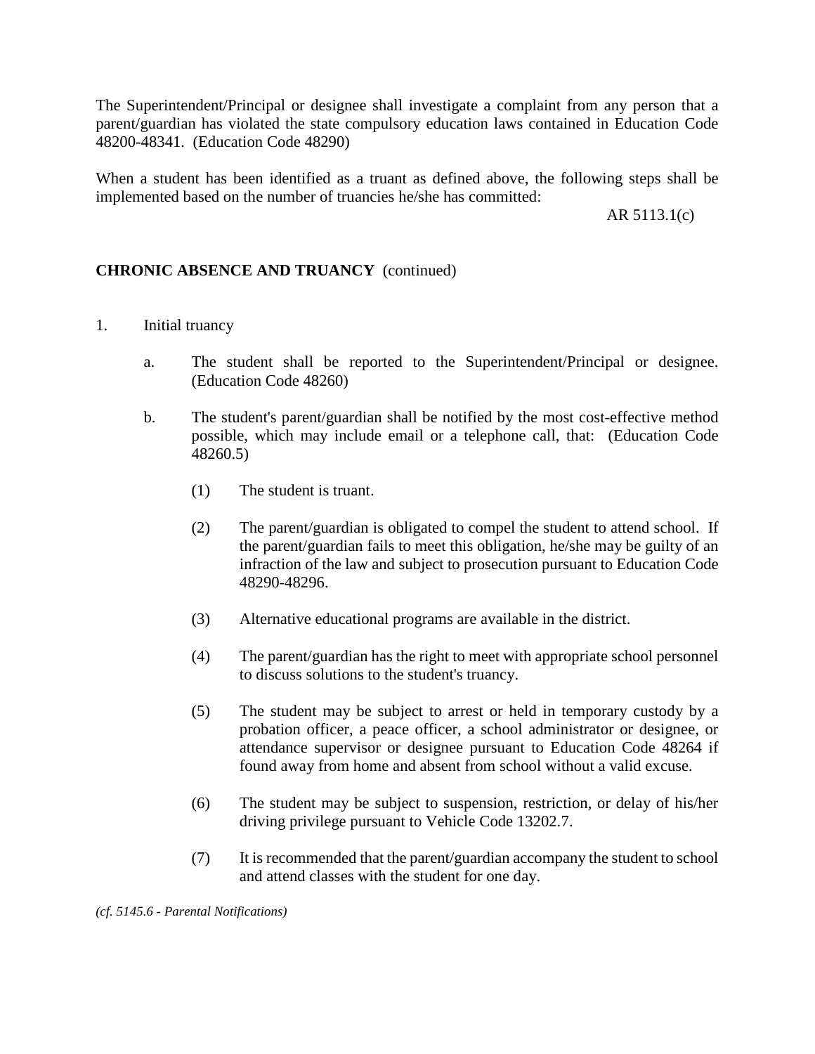The Superintendent/Principal or designee shall investigate a complaint from any person that a parent/guardian has violated the state compulsory education laws contained in Education Code 48200-48341. (Education Code 48290)

When a student has been identified as a truant as defined above, the following steps shall be implemented based on the number of truancies he/she has committed:

**CHRONIC ABSENCE AND TRUANCY** (continued)

1. Initial truancy

   a. The student shall be reported to the Superintendent/Principal or designee. (Education Code 48260)

   b. The student's parent/guardian shall be notified by the most cost-effective method possible, which may include email or a telephone call, that: (Education Code 48260.5)

      (1) The student is truant.

      (2) The parent/guardian is obligated to compel the student to attend school. If the parent/guardian fails to meet this obligation, he/she may be guilty of an infraction of the law and subject to prosecution pursuant to Education Code 48290-48296.

      (3) Alternative educational programs are available in the district.

      (4) The parent/guardian has the right to meet with appropriate school personnel to discuss solutions to the student's truancy.

      (5) The student may be subject to arrest or held in temporary custody by a probation officer, a peace officer, a school administrator or designee, or attendance supervisor or designee pursuant to Education Code 48264 if found away from home and absent from school without a valid excuse.

      (6) The student may be subject to suspension, restriction, or delay of his/her driving privilege pursuant to Vehicle Code 13202.7.

      (7) It is recommended that the parent/guardian accompany the student to school and attend classes with the student for one day.

*(cf. 5145.6 - Parental Notifications)*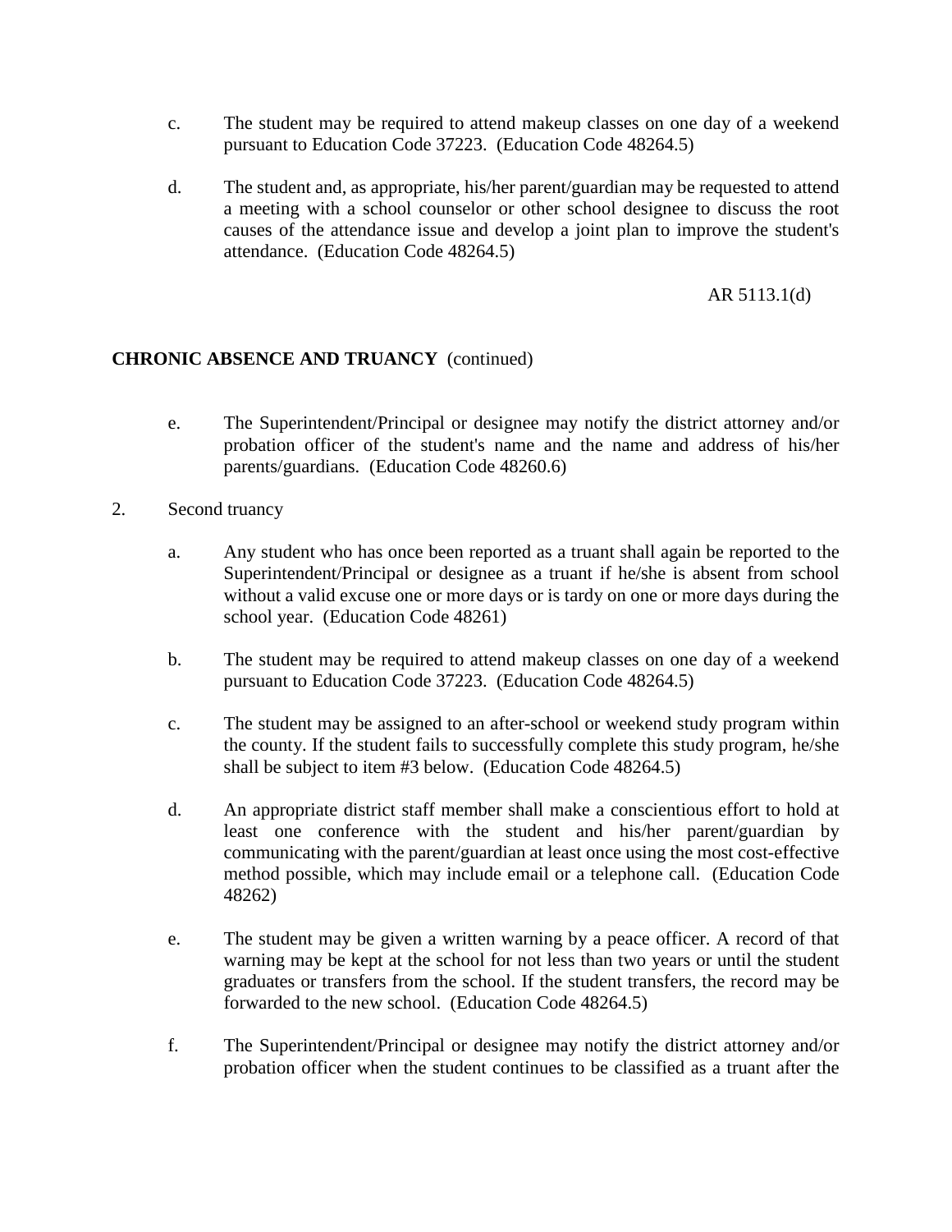c. The student may be required to attend makeup classes on one day of a weekend pursuant to Education Code 37223. (Education Code 48264.5)

d. The student and, as appropriate, his/her parent/guardian may be requested to attend a meeting with a school counselor or other school designee to discuss the root causes of the attendance issue and develop a joint plan to improve the student's attendance. (Education Code 48264.5)

**CHRONIC ABSENCE AND TRUANCY** (continued)

e. The Superintendent/Principal or designee may notify the district attorney and/or probation officer of the student's name and the name and address of his/her parents/guardians. (Education Code 48260.6)

2. Second truancy

   a. Any student who has once been reported as a truant shall again be reported to the Superintendent/Principal or designee as a truant if he/she is absent from school without a valid excuse one or more days or is tardy on one or more days during the school year. (Education Code 48261)

   b. The student may be required to attend makeup classes on one day of a weekend pursuant to Education Code 37223. (Education Code 48264.5)

   c. The student may be assigned to an after-school or weekend study program within the county. If the student fails to successfully complete this study program, he/she shall be subject to item #3 below. (Education Code 48264.5)

   d. An appropriate district staff member shall make a conscientious effort to hold at least one conference with the student and his/her parent/guardian by communicating with the parent/guardian at least once using the most cost-effective method possible, which may include email or a telephone call. (Education Code 48262)

   e. The student may be given a written warning by a peace officer. A record of that warning may be kept at the school for not less than two years or until the student graduates or transfers from the school. If the student transfers, the record may be forwarded to the new school. (Education Code 48264.5)

   f. The Superintendent/Principal or designee may notify the district attorney and/or probation officer when the student continues to be classified as a truant after the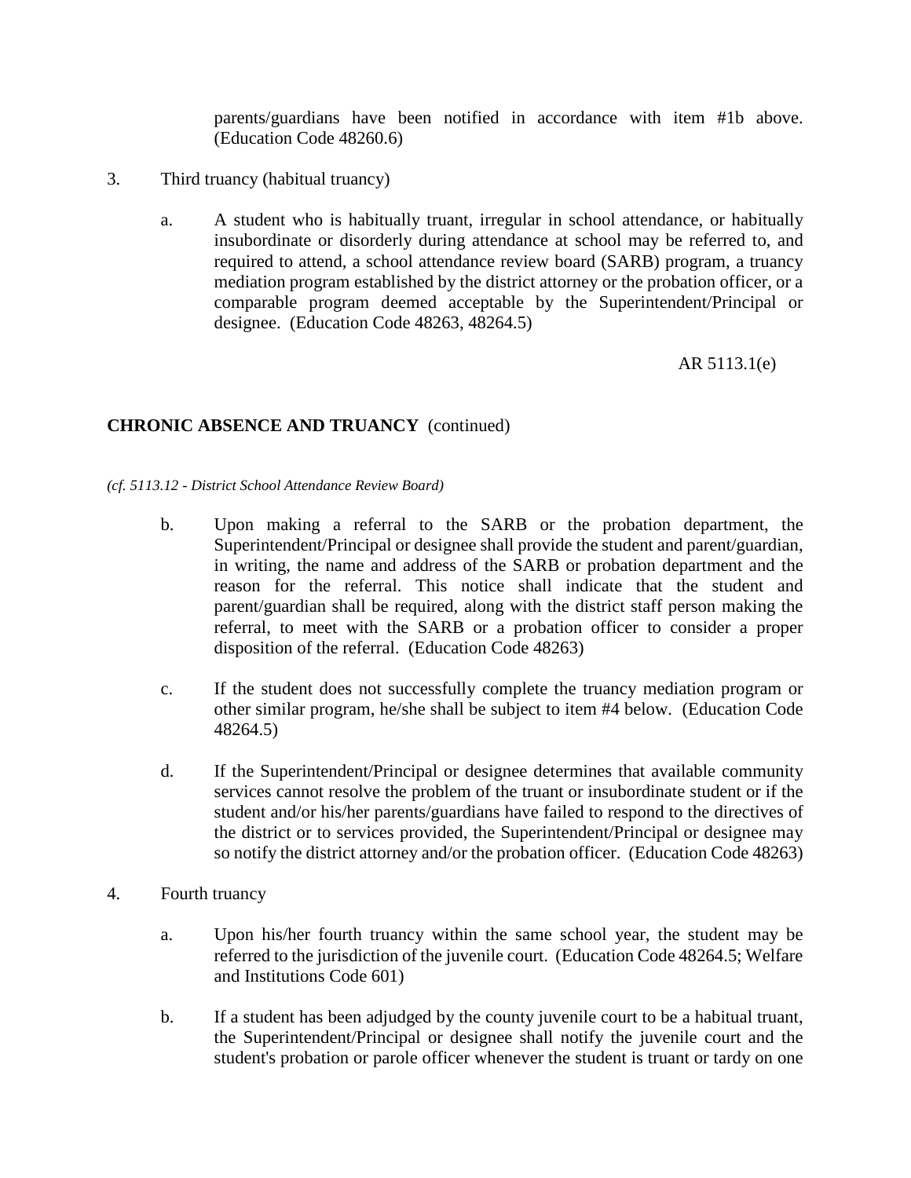parents/guardians have been notified in accordance with item #1b above. (Education Code 48260.6)

3. Third truancy (habitual truancy)

   a. A student who is habitually truant, irregular in school attendance, or habitually insubordinate or disorderly during attendance at school may be referred to, and required to attend, a school attendance review board (SARB) program, a truancy mediation program established by the district attorney or the probation officer, or a comparable program deemed acceptable by the Superintendent/Principal or designee. (Education Code 48263, 48264.5)

## CHRONIC ABSENCE AND TRUANCY (continued)

*(cf. 5113.12 - District School Attendance Review Board)*

   b. Upon making a referral to the SARB or the probation department, the Superintendent/Principal or designee shall provide the student and parent/guardian, in writing, the name and address of the SARB or probation department and the reason for the referral. This notice shall indicate that the student and parent/guardian shall be required, along with the district staff person making the referral, to meet with the SARB or a probation officer to consider a proper disposition of the referral. (Education Code 48263)

   c. If the student does not successfully complete the truancy mediation program or other similar program, he/she shall be subject to item #4 below. (Education Code 48264.5)

   d. If the Superintendent/Principal or designee determines that available community services cannot resolve the problem of the truant or insubordinate student or if the student and/or his/her parents/guardians have failed to respond to the directives of the district or to services provided, the Superintendent/Principal or designee may so notify the district attorney and/or the probation officer. (Education Code 48263)

4. Fourth truancy

   a. Upon his/her fourth truancy within the same school year, the student may be referred to the jurisdiction of the juvenile court. (Education Code 48264.5; Welfare and Institutions Code 601)

   b. If a student has been adjudged by the county juvenile court to be a habitual truant, the Superintendent/Principal or designee shall notify the juvenile court and the student's probation or parole officer whenever the student is truant or tardy on one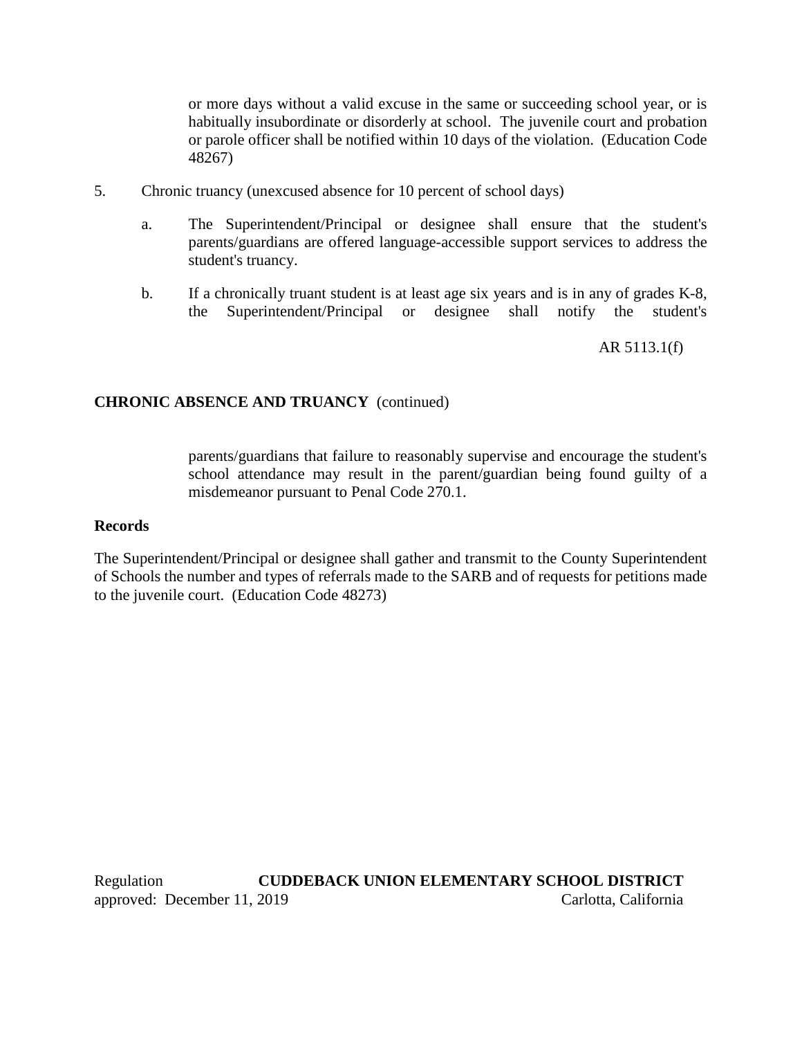or more days without a valid excuse in the same or succeeding school year, or is habitually insubordinate or disorderly at school. The juvenile court and probation or parole officer shall be notified within 10 days of the violation. (Education Code 48267)

5. Chronic truancy (unexcused absence for 10 percent of school days)

   a. The Superintendent/Principal or designee shall ensure that the student's parents/guardians are offered language-accessible support services to address the student's truancy.

   b. If a chronically truant student is at least age six years and is in any of grades K-8, the Superintendent/Principal or designee shall notify the student's parents/guardians that failure to reasonably supervise and encourage the student's school attendance may result in the parent/guardian being found guilty of a misdemeanor pursuant to Penal Code 270.1.

**Records**

The Superintendent/Principal or designee shall gather and transmit to the County Superintendent of Schools the number and types of referrals made to the SARB and of requests for petitions made to the juvenile court. (Education Code 48273)

Regulation **CUDDEBACK UNION ELEMENTARY SCHOOL DISTRICT**
approved: December 11, 2019 Carlotta, California